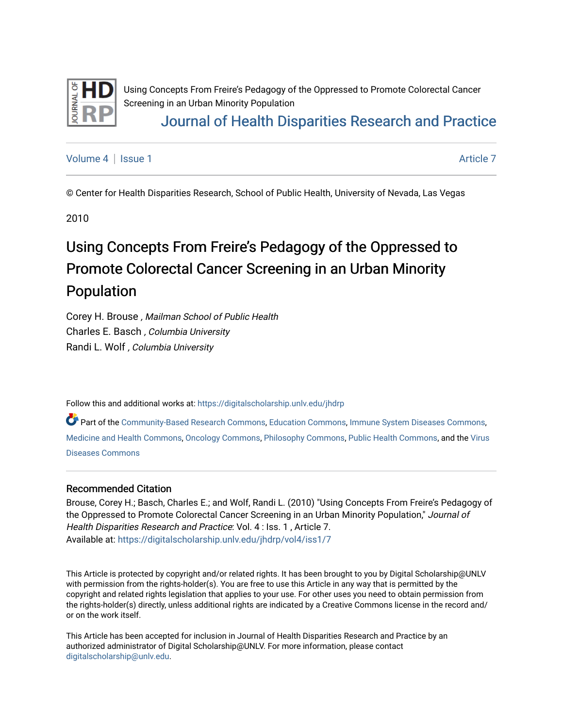Using Concepts From Freire's Pedagogy of the Oppressed to Promote Colorectal Cancer Screening in an Urban Minority Population

Journal of Health Disparities Research and Practice

Volume 4 | Issue 1 | Article 7

© Center for Health Disparities Research, School of Public Health, University of Nevada, Las Vegas

2010

# Using Concepts From Freire's Pedagogy of the Oppressed to Promote Colorectal Cancer Screening in an Urban Minority Population

Corey H. Brouse , *Mailman School of Public Health*
Charles E. Basch , *Columbia University*
Randi L. Wolf , *Columbia University*

Follow this and additional works at: https://digitalscholarship.unlv.edu/jhdrp

Part of the Community-Based Research Commons, Education Commons, Immune System Diseases Commons, Medicine and Health Commons, Oncology Commons, Philosophy Commons, Public Health Commons, and the Virus Diseases Commons

## Recommended Citation

Brouse, Corey H.; Basch, Charles E.; and Wolf, Randi L. (2010) "Using Concepts From Freire's Pedagogy of the Oppressed to Promote Colorectal Cancer Screening in an Urban Minority Population," *Journal of Health Disparities Research and Practice*: Vol. 4 : Iss. 1 , Article 7.
Available at: https://digitalscholarship.unlv.edu/jhdrp/vol4/iss1/7

This Article is protected by copyright and/or related rights. It has been brought to you by Digital Scholarship@UNLV with permission from the rights-holder(s). You are free to use this Article in any way that is permitted by the copyright and related rights legislation that applies to your use. For other uses you need to obtain permission from the rights-holder(s) directly, unless additional rights are indicated by a Creative Commons license in the record and/or on the work itself.

This Article has been accepted for inclusion in Journal of Health Disparities Research and Practice by an authorized administrator of Digital Scholarship@UNLV. For more information, please contact digitalscholarship@unlv.edu.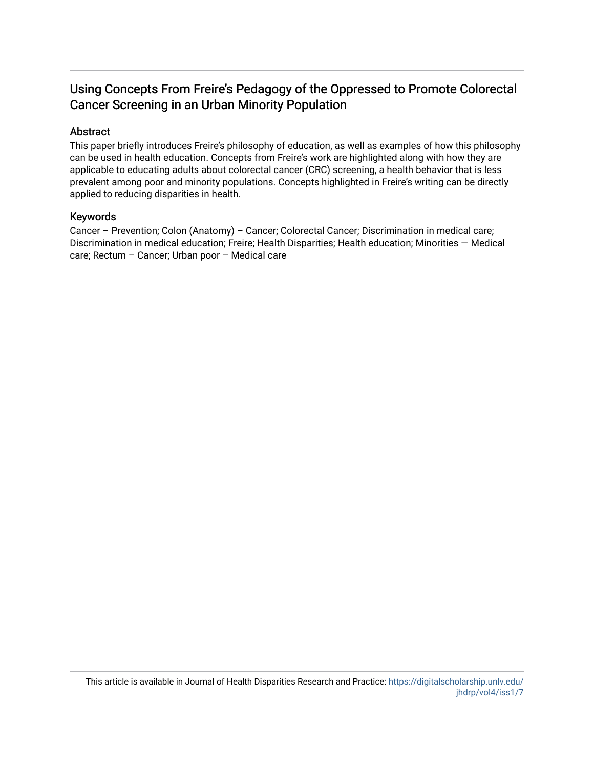# Using Concepts From Freire's Pedagogy of the Oppressed to Promote Colorectal Cancer Screening in an Urban Minority Population

## Abstract

This paper briefly introduces Freire's philosophy of education, as well as examples of how this philosophy can be used in health education. Concepts from Freire's work are highlighted along with how they are applicable to educating adults about colorectal cancer (CRC) screening, a health behavior that is less prevalent among poor and minority populations. Concepts highlighted in Freire's writing can be directly applied to reducing disparities in health.

## Keywords

Cancer – Prevention; Colon (Anatomy) – Cancer; Colorectal Cancer; Discrimination in medical care; Discrimination in medical education; Freire; Health Disparities; Health education; Minorities — Medical care; Rectum – Cancer; Urban poor – Medical care

This article is available in Journal of Health Disparities Research and Practice: https://digitalscholarship.unlv.edu/jhdrp/vol4/iss1/7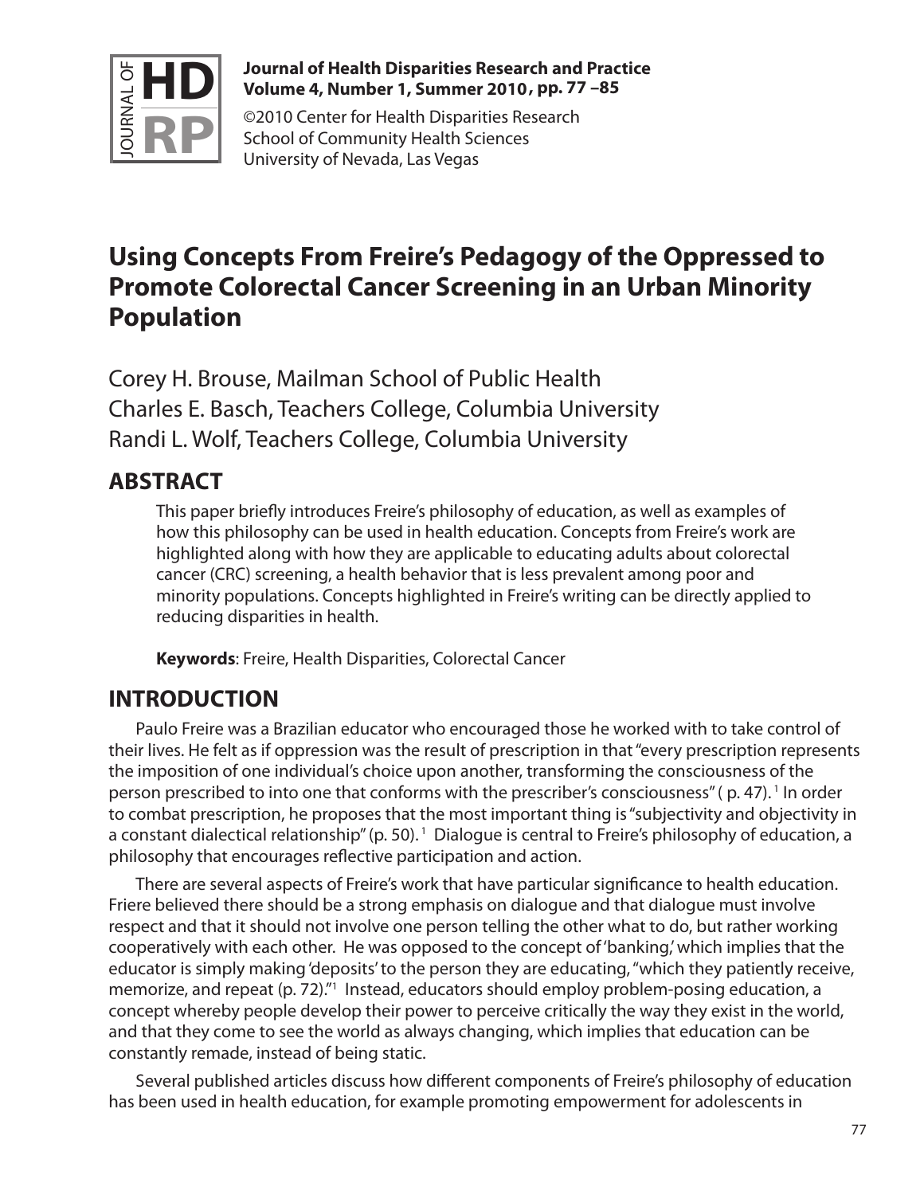# Using Concepts From Freire's Pedagogy of the Oppressed to Promote Colorectal Cancer Screening in an Urban Minority Population

Corey H. Brouse, Mailman School of Public Health
Charles E. Basch, Teachers College, Columbia University
Randi L. Wolf, Teachers College, Columbia University

## ABSTRACT

This paper briefly introduces Freire's philosophy of education, as well as examples of how this philosophy can be used in health education. Concepts from Freire's work are highlighted along with how they are applicable to educating adults about colorectal cancer (CRC) screening, a health behavior that is less prevalent among poor and minority populations. Concepts highlighted in Freire's writing can be directly applied to reducing disparities in health.

**Keywords**: Freire, Health Disparities, Colorectal Cancer

## INTRODUCTION

Paulo Freire was a Brazilian educator who encouraged those he worked with to take control of their lives. He felt as if oppression was the result of prescription in that "every prescription represents the imposition of one individual's choice upon another, transforming the consciousness of the person prescribed to into one that conforms with the prescriber's consciousness" ( p. 47).[1] In order to combat prescription, he proposes that the most important thing is "subjectivity and objectivity in a constant dialectical relationship" (p. 50).[1] Dialogue is central to Freire's philosophy of education, a philosophy that encourages reflective participation and action.

There are several aspects of Freire's work that have particular significance to health education. Friere believed there should be a strong emphasis on dialogue and that dialogue must involve respect and that it should not involve one person telling the other what to do, but rather working cooperatively with each other. He was opposed to the concept of 'banking,' which implies that the educator is simply making 'deposits' to the person they are educating, "which they patiently receive, memorize, and repeat (p. 72)."[1] Instead, educators should employ problem-posing education, a concept whereby people develop their power to perceive critically the way they exist in the world, and that they come to see the world as always changing, which implies that education can be constantly remade, instead of being static.

Several published articles discuss how different components of Freire's philosophy of education has been used in health education, for example promoting empowerment for adolescents in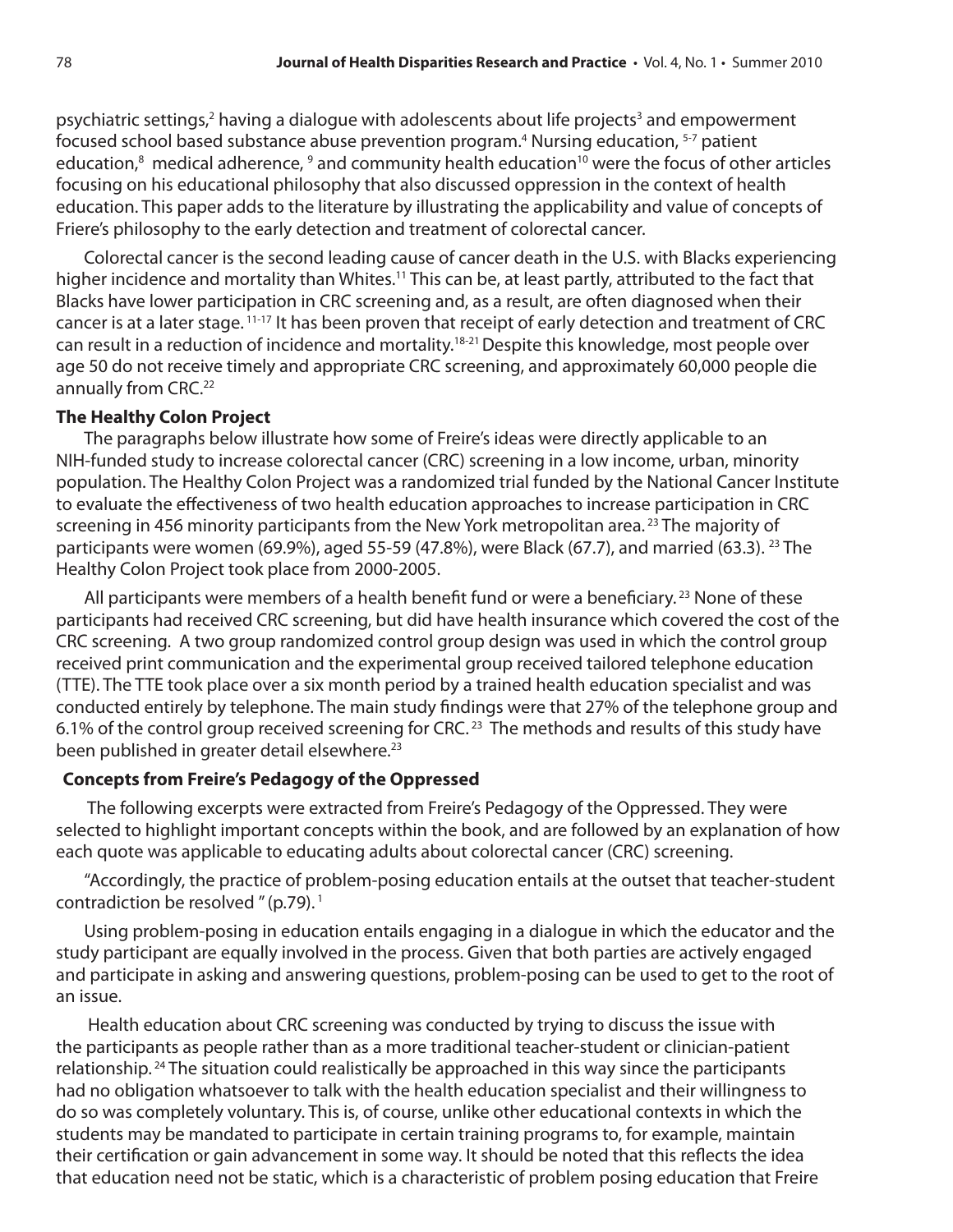psychiatric settings,[2] having a dialogue with adolescents about life projects[3] and empowerment focused school based substance abuse prevention program.[4] Nursing education, [5-7] patient education,[8] medical adherence, [9] and community health education[10] were the focus of other articles focusing on his educational philosophy that also discussed oppression in the context of health education. This paper adds to the literature by illustrating the applicability and value of concepts of Friere's philosophy to the early detection and treatment of colorectal cancer.

Colorectal cancer is the second leading cause of cancer death in the U.S. with Blacks experiencing higher incidence and mortality than Whites.[11] This can be, at least partly, attributed to the fact that Blacks have lower participation in CRC screening and, as a result, are often diagnosed when their cancer is at a later stage. [11-17] It has been proven that receipt of early detection and treatment of CRC can result in a reduction of incidence and mortality.[18-21] Despite this knowledge, most people over age 50 do not receive timely and appropriate CRC screening, and approximately 60,000 people die annually from CRC.[22]

**The Healthy Colon Project**

The paragraphs below illustrate how some of Freire's ideas were directly applicable to an NIH-funded study to increase colorectal cancer (CRC) screening in a low income, urban, minority population. The Healthy Colon Project was a randomized trial funded by the National Cancer Institute to evaluate the effectiveness of two health education approaches to increase participation in CRC screening in 456 minority participants from the New York metropolitan area. [23] The majority of participants were women (69.9%), aged 55-59 (47.8%), were Black (67.7), and married (63.3). [23] The Healthy Colon Project took place from 2000-2005.

All participants were members of a health benefit fund or were a beneficiary. [23] None of these participants had received CRC screening, but did have health insurance which covered the cost of the CRC screening. A two group randomized control group design was used in which the control group received print communication and the experimental group received tailored telephone education (TTE). The TTE took place over a six month period by a trained health education specialist and was conducted entirely by telephone. The main study findings were that 27% of the telephone group and 6.1% of the control group received screening for CRC. [23] The methods and results of this study have been published in greater detail elsewhere.[23]

**Concepts from Freire's Pedagogy of the Oppressed**

The following excerpts were extracted from Freire's Pedagogy of the Oppressed. They were selected to highlight important concepts within the book, and are followed by an explanation of how each quote was applicable to educating adults about colorectal cancer (CRC) screening.

"Accordingly, the practice of problem-posing education entails at the outset that teacher-student contradiction be resolved " (p.79). [1]

Using problem-posing in education entails engaging in a dialogue in which the educator and the study participant are equally involved in the process. Given that both parties are actively engaged and participate in asking and answering questions, problem-posing can be used to get to the root of an issue.

Health education about CRC screening was conducted by trying to discuss the issue with the participants as people rather than as a more traditional teacher-student or clinician-patient relationship. [24] The situation could realistically be approached in this way since the participants had no obligation whatsoever to talk with the health education specialist and their willingness to do so was completely voluntary. This is, of course, unlike other educational contexts in which the students may be mandated to participate in certain training programs to, for example, maintain their certification or gain advancement in some way. It should be noted that this reflects the idea that education need not be static, which is a characteristic of problem posing education that Freire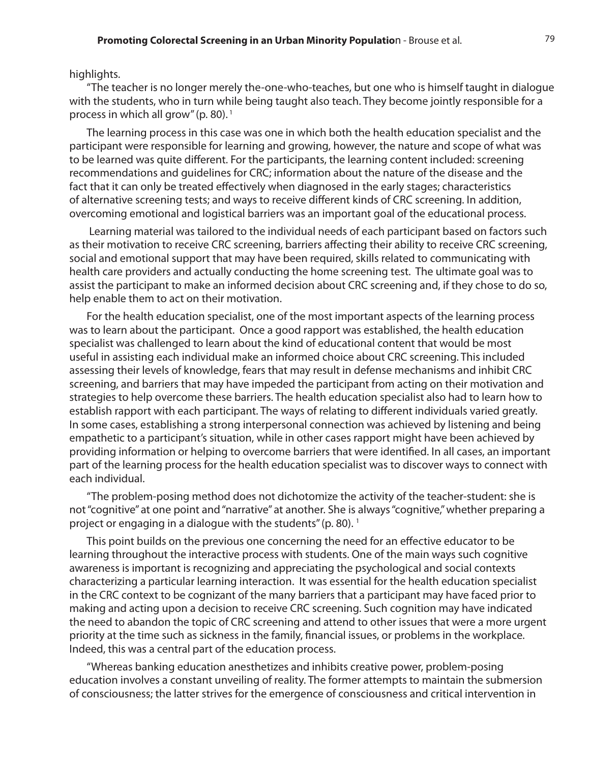highlights.

"The teacher is no longer merely the-one-who-teaches, but one who is himself taught in dialogue with the students, who in turn while being taught also teach. They become jointly responsible for a process in which all grow" (p. 80). [1]

The learning process in this case was one in which both the health education specialist and the participant were responsible for learning and growing, however, the nature and scope of what was to be learned was quite different. For the participants, the learning content included: screening recommendations and guidelines for CRC; information about the nature of the disease and the fact that it can only be treated effectively when diagnosed in the early stages; characteristics of alternative screening tests; and ways to receive different kinds of CRC screening. In addition, overcoming emotional and logistical barriers was an important goal of the educational process.

Learning material was tailored to the individual needs of each participant based on factors such as their motivation to receive CRC screening, barriers affecting their ability to receive CRC screening, social and emotional support that may have been required, skills related to communicating with health care providers and actually conducting the home screening test. The ultimate goal was to assist the participant to make an informed decision about CRC screening and, if they chose to do so, help enable them to act on their motivation.

For the health education specialist, one of the most important aspects of the learning process was to learn about the participant. Once a good rapport was established, the health education specialist was challenged to learn about the kind of educational content that would be most useful in assisting each individual make an informed choice about CRC screening. This included assessing their levels of knowledge, fears that may result in defense mechanisms and inhibit CRC screening, and barriers that may have impeded the participant from acting on their motivation and strategies to help overcome these barriers. The health education specialist also had to learn how to establish rapport with each participant. The ways of relating to different individuals varied greatly. In some cases, establishing a strong interpersonal connection was achieved by listening and being empathetic to a participant's situation, while in other cases rapport might have been achieved by providing information or helping to overcome barriers that were identified. In all cases, an important part of the learning process for the health education specialist was to discover ways to connect with each individual.

"The problem-posing method does not dichotomize the activity of the teacher-student: she is not "cognitive" at one point and "narrative" at another. She is always "cognitive," whether preparing a project or engaging in a dialogue with the students" (p. 80). [1]

This point builds on the previous one concerning the need for an effective educator to be learning throughout the interactive process with students. One of the main ways such cognitive awareness is important is recognizing and appreciating the psychological and social contexts characterizing a particular learning interaction. It was essential for the health education specialist in the CRC context to be cognizant of the many barriers that a participant may have faced prior to making and acting upon a decision to receive CRC screening. Such cognition may have indicated the need to abandon the topic of CRC screening and attend to other issues that were a more urgent priority at the time such as sickness in the family, financial issues, or problems in the workplace. Indeed, this was a central part of the education process.

"Whereas banking education anesthetizes and inhibits creative power, problem-posing education involves a constant unveiling of reality. The former attempts to maintain the submersion of consciousness; the latter strives for the emergence of consciousness and critical intervention in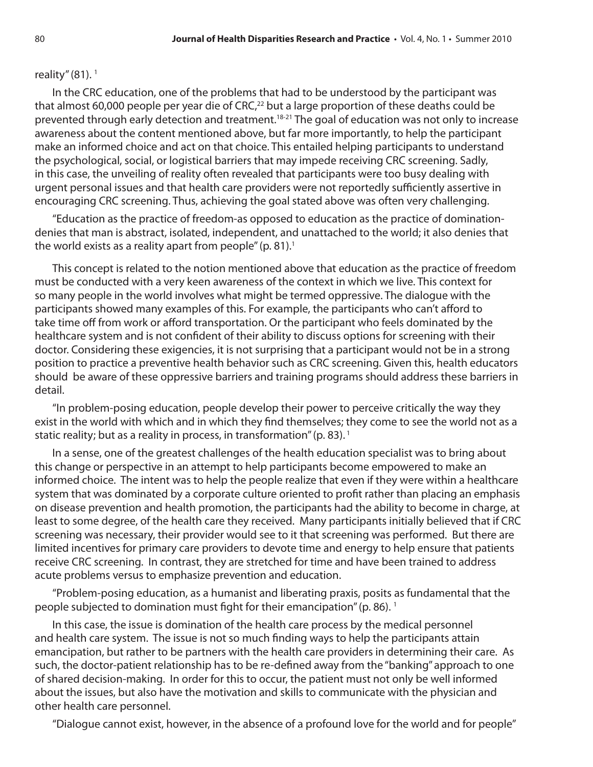reality" (81). [1]

In the CRC education, one of the problems that had to be understood by the participant was that almost 60,000 people per year die of CRC,[22] but a large proportion of these deaths could be prevented through early detection and treatment.[18-21] The goal of education was not only to increase awareness about the content mentioned above, but far more importantly, to help the participant make an informed choice and act on that choice. This entailed helping participants to understand the psychological, social, or logistical barriers that may impede receiving CRC screening. Sadly, in this case, the unveiling of reality often revealed that participants were too busy dealing with urgent personal issues and that health care providers were not reportedly sufficiently assertive in encouraging CRC screening. Thus, achieving the goal stated above was often very challenging.

"Education as the practice of freedom-as opposed to education as the practice of domination-denies that man is abstract, isolated, independent, and unattached to the world; it also denies that the world exists as a reality apart from people" (p. 81).[1]

This concept is related to the notion mentioned above that education as the practice of freedom must be conducted with a very keen awareness of the context in which we live. This context for so many people in the world involves what might be termed oppressive. The dialogue with the participants showed many examples of this. For example, the participants who can't afford to take time off from work or afford transportation. Or the participant who feels dominated by the healthcare system and is not confident of their ability to discuss options for screening with their doctor. Considering these exigencies, it is not surprising that a participant would not be in a strong position to practice a preventive health behavior such as CRC screening. Given this, health educators should be aware of these oppressive barriers and training programs should address these barriers in detail.

"In problem-posing education, people develop their power to perceive critically the way they exist in the world with which and in which they find themselves; they come to see the world not as a static reality; but as a reality in process, in transformation" (p. 83). [1]

In a sense, one of the greatest challenges of the health education specialist was to bring about this change or perspective in an attempt to help participants become empowered to make an informed choice. The intent was to help the people realize that even if they were within a healthcare system that was dominated by a corporate culture oriented to profit rather than placing an emphasis on disease prevention and health promotion, the participants had the ability to become in charge, at least to some degree, of the health care they received. Many participants initially believed that if CRC screening was necessary, their provider would see to it that screening was performed. But there are limited incentives for primary care providers to devote time and energy to help ensure that patients receive CRC screening. In contrast, they are stretched for time and have been trained to address acute problems versus to emphasize prevention and education.

"Problem-posing education, as a humanist and liberating praxis, posits as fundamental that the people subjected to domination must fight for their emancipation" (p. 86). [1]

In this case, the issue is domination of the health care process by the medical personnel and health care system. The issue is not so much finding ways to help the participants attain emancipation, but rather to be partners with the health care providers in determining their care. As such, the doctor-patient relationship has to be re-defined away from the "banking" approach to one of shared decision-making. In order for this to occur, the patient must not only be well informed about the issues, but also have the motivation and skills to communicate with the physician and other health care personnel.

"Dialogue cannot exist, however, in the absence of a profound love for the world and for people"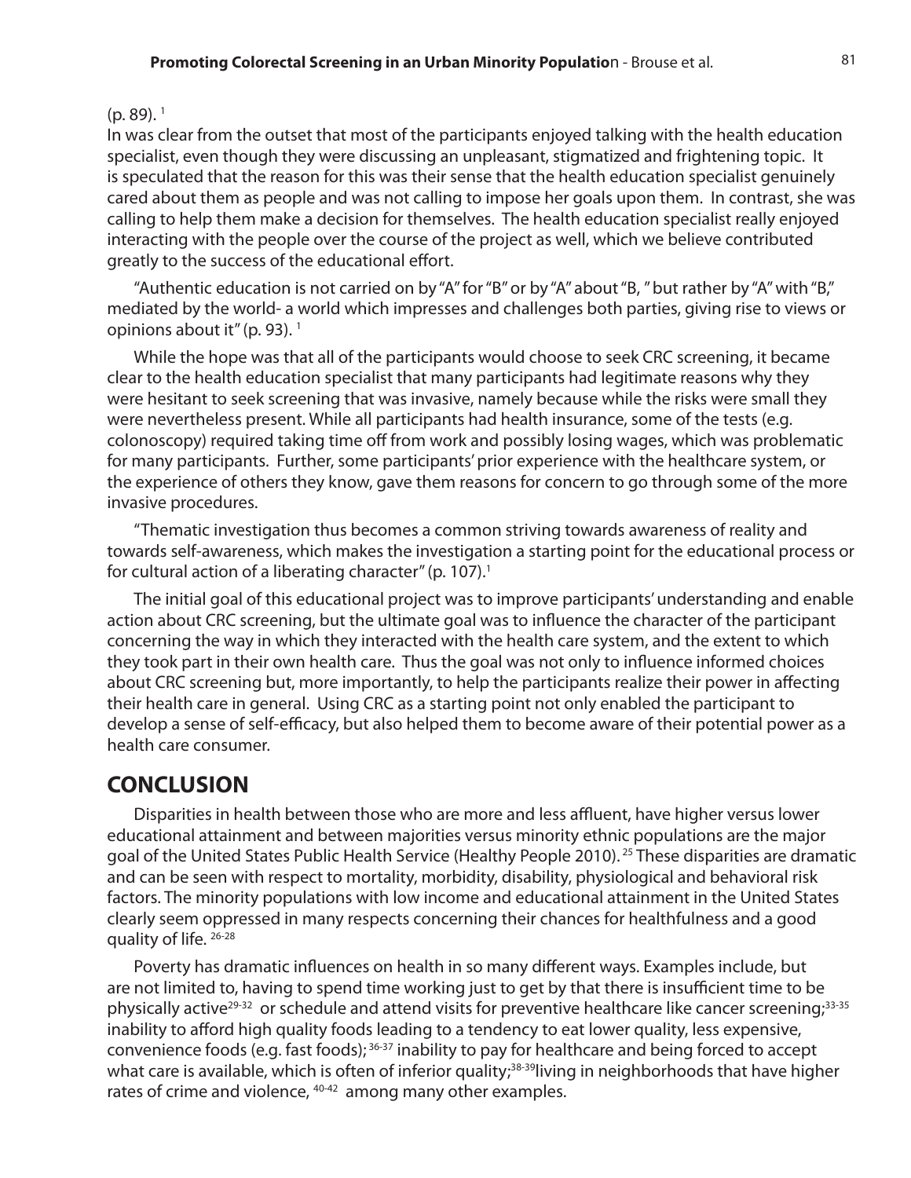(p. 89). [1]

In was clear from the outset that most of the participants enjoyed talking with the health education specialist, even though they were discussing an unpleasant, stigmatized and frightening topic. It is speculated that the reason for this was their sense that the health education specialist genuinely cared about them as people and was not calling to impose her goals upon them. In contrast, she was calling to help them make a decision for themselves. The health education specialist really enjoyed interacting with the people over the course of the project as well, which we believe contributed greatly to the success of the educational effort.

"Authentic education is not carried on by "A" for "B" or by "A" about "B, " but rather by "A" with "B," mediated by the world- a world which impresses and challenges both parties, giving rise to views or opinions about it" (p. 93). [1]

While the hope was that all of the participants would choose to seek CRC screening, it became clear to the health education specialist that many participants had legitimate reasons why they were hesitant to seek screening that was invasive, namely because while the risks were small they were nevertheless present. While all participants had health insurance, some of the tests (e.g. colonoscopy) required taking time off from work and possibly losing wages, which was problematic for many participants. Further, some participants' prior experience with the healthcare system, or the experience of others they know, gave them reasons for concern to go through some of the more invasive procedures.

"Thematic investigation thus becomes a common striving towards awareness of reality and towards self-awareness, which makes the investigation a starting point for the educational process or for cultural action of a liberating character" (p. 107).[1]

The initial goal of this educational project was to improve participants' understanding and enable action about CRC screening, but the ultimate goal was to influence the character of the participant concerning the way in which they interacted with the health care system, and the extent to which they took part in their own health care. Thus the goal was not only to influence informed choices about CRC screening but, more importantly, to help the participants realize their power in affecting their health care in general. Using CRC as a starting point not only enabled the participant to develop a sense of self-efficacy, but also helped them to become aware of their potential power as a health care consumer.

## CONCLUSION

Disparities in health between those who are more and less affluent, have higher versus lower educational attainment and between majorities versus minority ethnic populations are the major goal of the United States Public Health Service (Healthy People 2010). [25] These disparities are dramatic and can be seen with respect to mortality, morbidity, disability, physiological and behavioral risk factors. The minority populations with low income and educational attainment in the United States clearly seem oppressed in many respects concerning their chances for healthfulness and a good quality of life. [26-28]

Poverty has dramatic influences on health in so many different ways. Examples include, but are not limited to, having to spend time working just to get by that there is insufficient time to be physically active[29-32] or schedule and attend visits for preventive healthcare like cancer screening;[33-35] inability to afford high quality foods leading to a tendency to eat lower quality, less expensive, convenience foods (e.g. fast foods); [36-37] inability to pay for healthcare and being forced to accept what care is available, which is often of inferior quality;[38-39]living in neighborhoods that have higher rates of crime and violence, [40-42] among many other examples.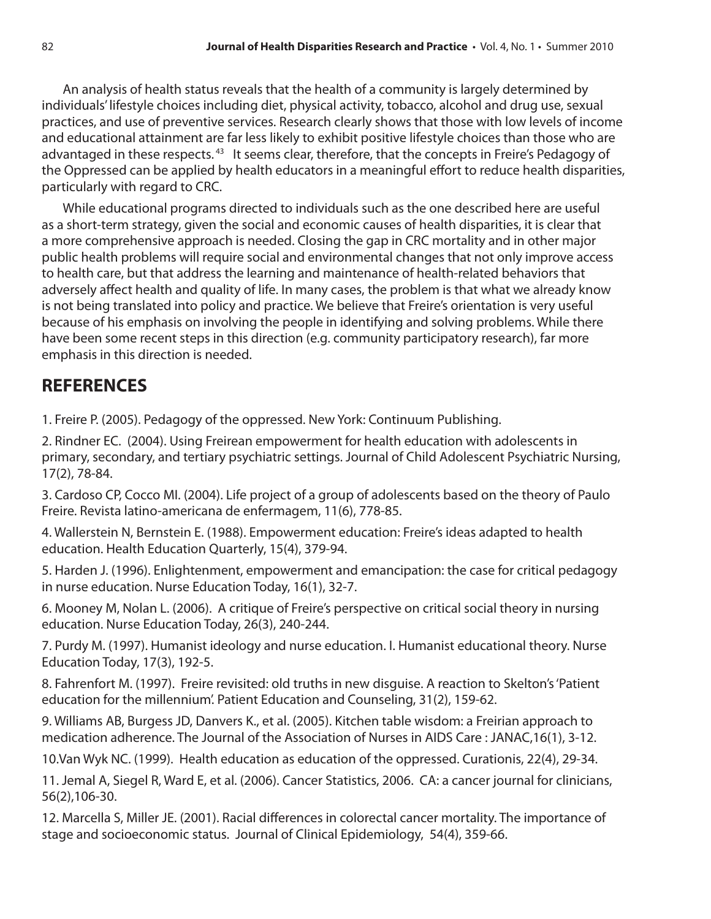An analysis of health status reveals that the health of a community is largely determined by individuals' lifestyle choices including diet, physical activity, tobacco, alcohol and drug use, sexual practices, and use of preventive services. Research clearly shows that those with low levels of income and educational attainment are far less likely to exhibit positive lifestyle choices than those who are advantaged in these respects.[43] It seems clear, therefore, that the concepts in Freire's Pedagogy of the Oppressed can be applied by health educators in a meaningful effort to reduce health disparities, particularly with regard to CRC.

While educational programs directed to individuals such as the one described here are useful as a short-term strategy, given the social and economic causes of health disparities, it is clear that a more comprehensive approach is needed. Closing the gap in CRC mortality and in other major public health problems will require social and environmental changes that not only improve access to health care, but that address the learning and maintenance of health-related behaviors that adversely affect health and quality of life. In many cases, the problem is that what we already know is not being translated into policy and practice. We believe that Freire's orientation is very useful because of his emphasis on involving the people in identifying and solving problems. While there have been some recent steps in this direction (e.g. community participatory research), far more emphasis in this direction is needed.

## REFERENCES

1. Freire P. (2005). Pedagogy of the oppressed. New York: Continuum Publishing.

2. Rindner EC. (2004). Using Freirean empowerment for health education with adolescents in primary, secondary, and tertiary psychiatric settings. Journal of Child Adolescent Psychiatric Nursing, 17(2), 78-84.

3. Cardoso CP, Cocco MI. (2004). Life project of a group of adolescents based on the theory of Paulo Freire. Revista latino-americana de enfermagem, 11(6), 778-85.

4. Wallerstein N, Bernstein E. (1988). Empowerment education: Freire's ideas adapted to health education. Health Education Quarterly, 15(4), 379-94.

5. Harden J. (1996). Enlightenment, empowerment and emancipation: the case for critical pedagogy in nurse education. Nurse Education Today, 16(1), 32-7.

6. Mooney M, Nolan L. (2006). A critique of Freire's perspective on critical social theory in nursing education. Nurse Education Today, 26(3), 240-244.

7. Purdy M. (1997). Humanist ideology and nurse education. I. Humanist educational theory. Nurse Education Today, 17(3), 192-5.

8. Fahrenfort M. (1997). Freire revisited: old truths in new disguise. A reaction to Skelton's 'Patient education for the millennium'. Patient Education and Counseling, 31(2), 159-62.

9. Williams AB, Burgess JD, Danvers K., et al. (2005). Kitchen table wisdom: a Freirian approach to medication adherence. The Journal of the Association of Nurses in AIDS Care : JANAC,16(1), 3-12.

10. Van Wyk NC. (1999). Health education as education of the oppressed. Curationis, 22(4), 29-34.

11. Jemal A, Siegel R, Ward E, et al. (2006). Cancer Statistics, 2006. CA: a cancer journal for clinicians, 56(2),106-30.

12. Marcella S, Miller JE. (2001). Racial differences in colorectal cancer mortality. The importance of stage and socioeconomic status. Journal of Clinical Epidemiology, 54(4), 359-66.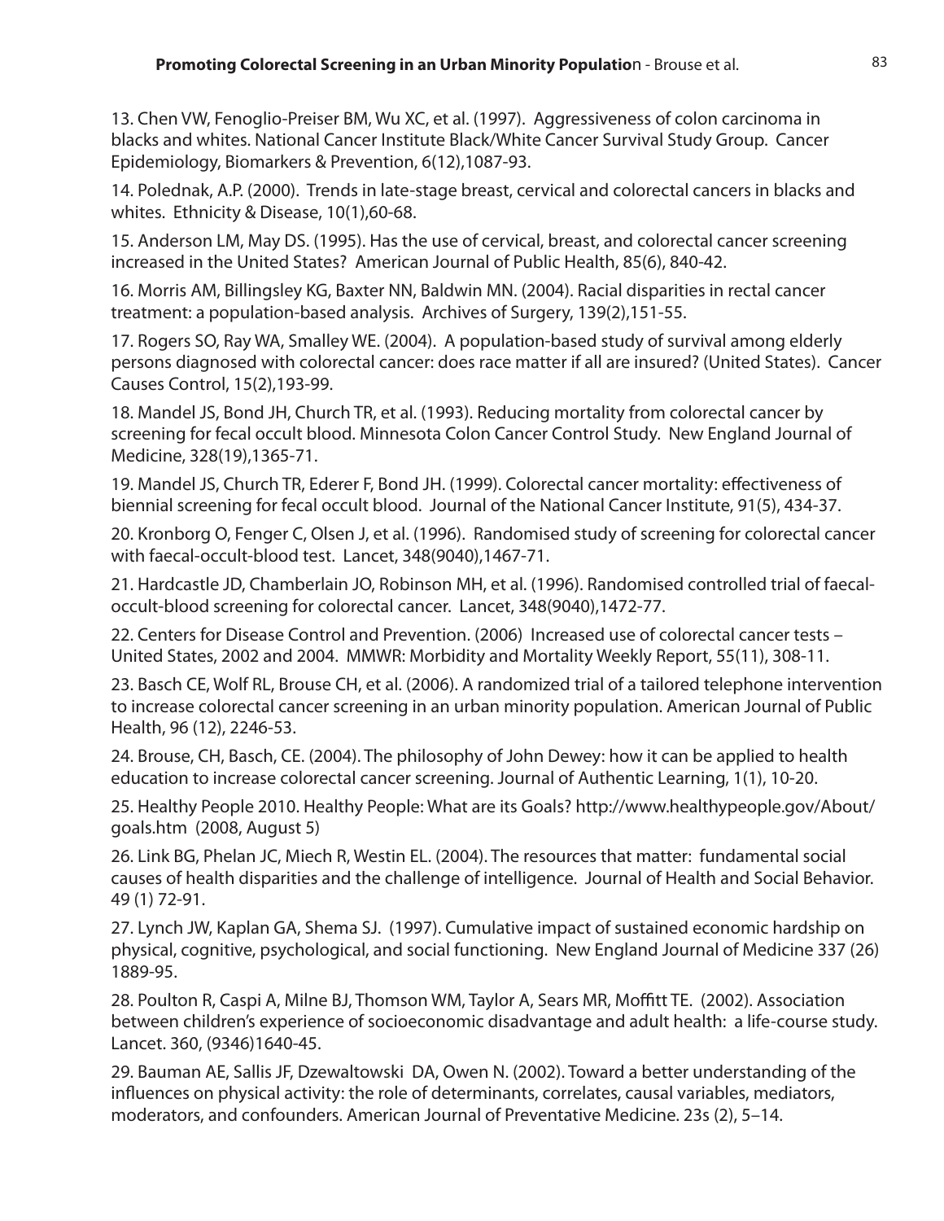13. Chen VW, Fenoglio-Preiser BM, Wu XC, et al. (1997). Aggressiveness of colon carcinoma in blacks and whites. National Cancer Institute Black/White Cancer Survival Study Group. Cancer Epidemiology, Biomarkers & Prevention, 6(12),1087-93.

14. Polednak, A.P. (2000). Trends in late-stage breast, cervical and colorectal cancers in blacks and whites. Ethnicity & Disease, 10(1),60-68.

15. Anderson LM, May DS. (1995). Has the use of cervical, breast, and colorectal cancer screening increased in the United States? American Journal of Public Health, 85(6), 840-42.

16. Morris AM, Billingsley KG, Baxter NN, Baldwin MN. (2004). Racial disparities in rectal cancer treatment: a population-based analysis. Archives of Surgery, 139(2),151-55.

17. Rogers SO, Ray WA, Smalley WE. (2004). A population-based study of survival among elderly persons diagnosed with colorectal cancer: does race matter if all are insured? (United States). Cancer Causes Control, 15(2),193-99.

18. Mandel JS, Bond JH, Church TR, et al. (1993). Reducing mortality from colorectal cancer by screening for fecal occult blood. Minnesota Colon Cancer Control Study. New England Journal of Medicine, 328(19),1365-71.

19. Mandel JS, Church TR, Ederer F, Bond JH. (1999). Colorectal cancer mortality: effectiveness of biennial screening for fecal occult blood. Journal of the National Cancer Institute, 91(5), 434-37.

20. Kronborg O, Fenger C, Olsen J, et al. (1996). Randomised study of screening for colorectal cancer with faecal-occult-blood test. Lancet, 348(9040),1467-71.

21. Hardcastle JD, Chamberlain JO, Robinson MH, et al. (1996). Randomised controlled trial of faecal-occult-blood screening for colorectal cancer. Lancet, 348(9040),1472-77.

22. Centers for Disease Control and Prevention. (2006) Increased use of colorectal cancer tests – United States, 2002 and 2004. MMWR: Morbidity and Mortality Weekly Report, 55(11), 308-11.

23. Basch CE, Wolf RL, Brouse CH, et al. (2006). A randomized trial of a tailored telephone intervention to increase colorectal cancer screening in an urban minority population. American Journal of Public Health, 96 (12), 2246-53.

24. Brouse, CH, Basch, CE. (2004). The philosophy of John Dewey: how it can be applied to health education to increase colorectal cancer screening. Journal of Authentic Learning, 1(1), 10-20.

25. Healthy People 2010. Healthy People: What are its Goals? http://www.healthypeople.gov/About/goals.htm (2008, August 5)

26. Link BG, Phelan JC, Miech R, Westin EL. (2004). The resources that matter: fundamental social causes of health disparities and the challenge of intelligence. Journal of Health and Social Behavior. 49 (1) 72-91.

27. Lynch JW, Kaplan GA, Shema SJ. (1997). Cumulative impact of sustained economic hardship on physical, cognitive, psychological, and social functioning. New England Journal of Medicine 337 (26) 1889-95.

28. Poulton R, Caspi A, Milne BJ, Thomson WM, Taylor A, Sears MR, Moffitt TE. (2002). Association between children's experience of socioeconomic disadvantage and adult health: a life-course study. Lancet. 360, (9346)1640-45.

29. Bauman AE, Sallis JF, Dzewaltowski DA, Owen N. (2002). Toward a better understanding of the influences on physical activity: the role of determinants, correlates, causal variables, mediators, moderators, and confounders. American Journal of Preventative Medicine. 23s (2), 5–14.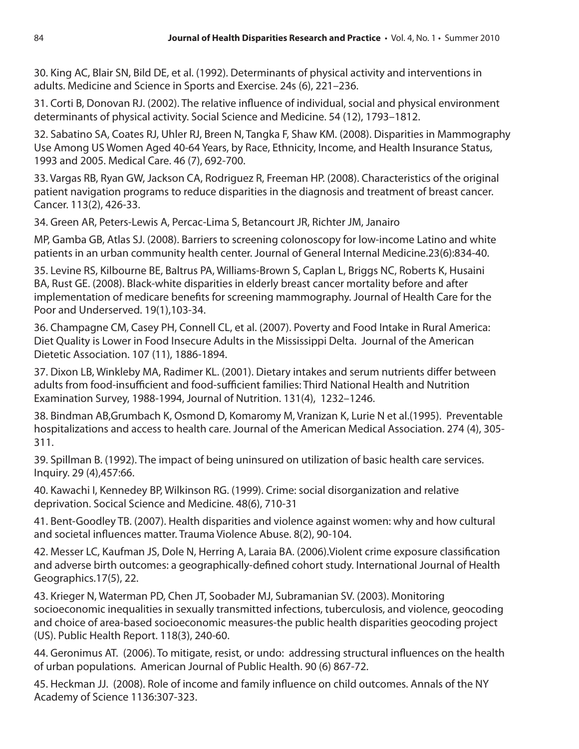30. King AC, Blair SN, Bild DE, et al. (1992). Determinants of physical activity and interventions in adults. Medicine and Science in Sports and Exercise. 24s (6), 221–236.

31. Corti B, Donovan RJ. (2002). The relative influence of individual, social and physical environment determinants of physical activity. Social Science and Medicine. 54 (12), 1793–1812.

32. Sabatino SA, Coates RJ, Uhler RJ, Breen N, Tangka F, Shaw KM. (2008). Disparities in Mammography Use Among US Women Aged 40-64 Years, by Race, Ethnicity, Income, and Health Insurance Status, 1993 and 2005. Medical Care. 46 (7), 692-700.

33. Vargas RB, Ryan GW, Jackson CA, Rodriguez R, Freeman HP. (2008). Characteristics of the original patient navigation programs to reduce disparities in the diagnosis and treatment of breast cancer. Cancer. 113(2), 426-33.

34. Green AR, Peters-Lewis A, Percac-Lima S, Betancourt JR, Richter JM, Janairo MP, Gamba GB, Atlas SJ. (2008). Barriers to screening colonoscopy for low-income Latino and white patients in an urban community health center. Journal of General Internal Medicine.23(6):834-40.

35. Levine RS, Kilbourne BE, Baltrus PA, Williams-Brown S, Caplan L, Briggs NC, Roberts K, Husaini BA, Rust GE. (2008). Black-white disparities in elderly breast cancer mortality before and after implementation of medicare benefits for screening mammography. Journal of Health Care for the Poor and Underserved. 19(1),103-34.

36. Champagne CM, Casey PH, Connell CL, et al. (2007). Poverty and Food Intake in Rural America: Diet Quality is Lower in Food Insecure Adults in the Mississippi Delta. Journal of the American Dietetic Association. 107 (11), 1886-1894.

37. Dixon LB, Winkleby MA, Radimer KL. (2001). Dietary intakes and serum nutrients differ between adults from food-insufficient and food-sufficient families: Third National Health and Nutrition Examination Survey, 1988-1994, Journal of Nutrition. 131(4), 1232–1246.

38. Bindman AB,Grumbach K, Osmond D, Komaromy M, Vranizan K, Lurie N et al.(1995). Preventable hospitalizations and access to health care. Journal of the American Medical Association. 274 (4), 305-311.

39. Spillman B. (1992). The impact of being uninsured on utilization of basic health care services. Inquiry. 29 (4),457:66.

40. Kawachi I, Kennedey BP, Wilkinson RG. (1999). Crime: social disorganization and relative deprivation. Socical Science and Medicine. 48(6), 710-31

41. Bent-Goodley TB. (2007). Health disparities and violence against women: why and how cultural and societal influences matter. Trauma Violence Abuse. 8(2), 90-104.

42. Messer LC, Kaufman JS, Dole N, Herring A, Laraia BA. (2006).Violent crime exposure classification and adverse birth outcomes: a geographically-defined cohort study. International Journal of Health Geographics.17(5), 22.

43. Krieger N, Waterman PD, Chen JT, Soobader MJ, Subramanian SV. (2003). Monitoring socioeconomic inequalities in sexually transmitted infections, tuberculosis, and violence, geocoding and choice of area-based socioeconomic measures-the public health disparities geocoding project (US). Public Health Report. 118(3), 240-60.

44. Geronimus AT. (2006). To mitigate, resist, or undo: addressing structural influences on the health of urban populations. American Journal of Public Health. 90 (6) 867-72.

45. Heckman JJ. (2008). Role of income and family influence on child outcomes. Annals of the NY Academy of Science 1136:307-323.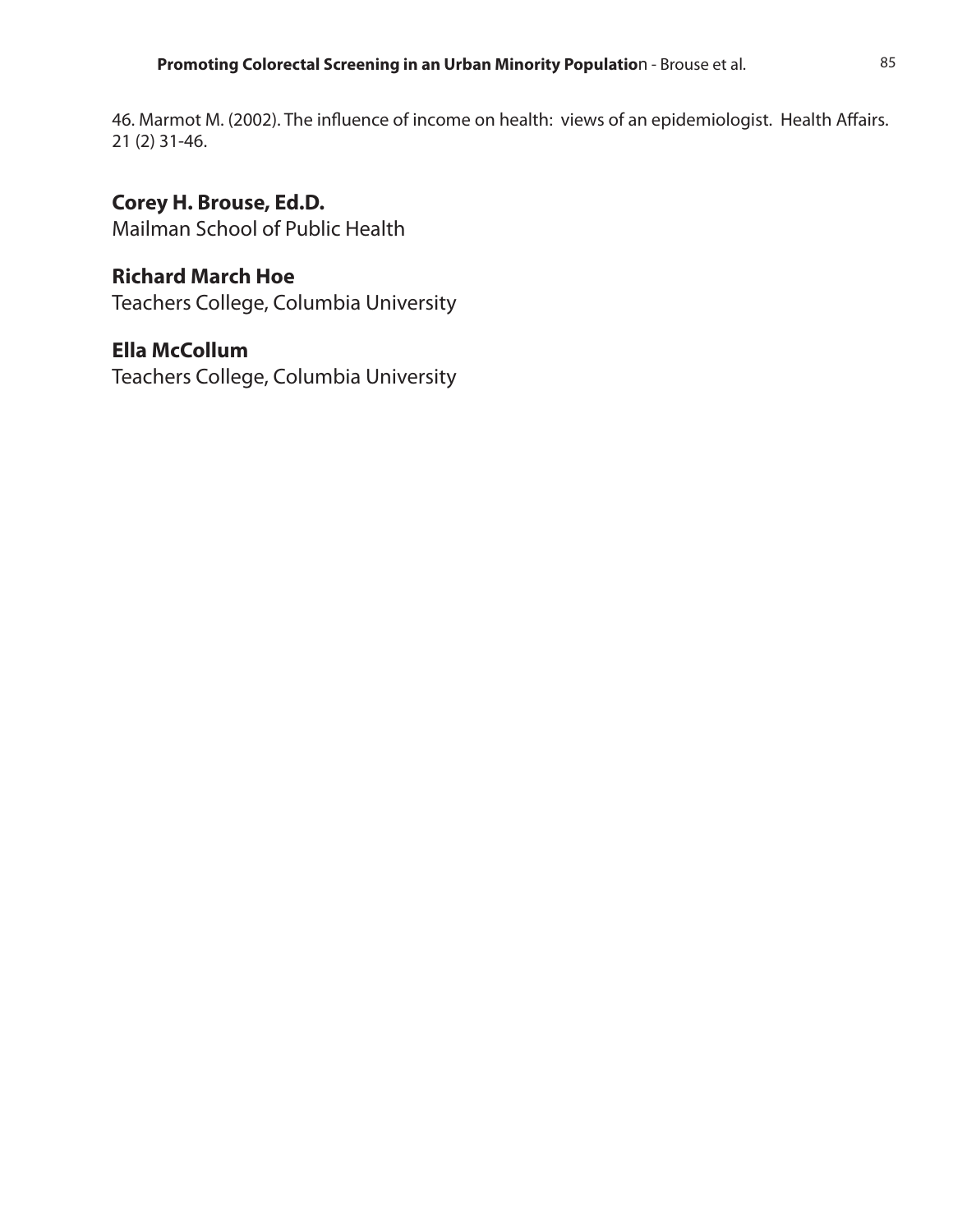46. Marmot M. (2002). The influence of income on health: views of an epidemiologist. Health Affairs. 21 (2) 31-46.

**Corey H. Brouse, Ed.D.**
Mailman School of Public Health

**Richard March Hoe**
Teachers College, Columbia University

**Ella McCollum**
Teachers College, Columbia University